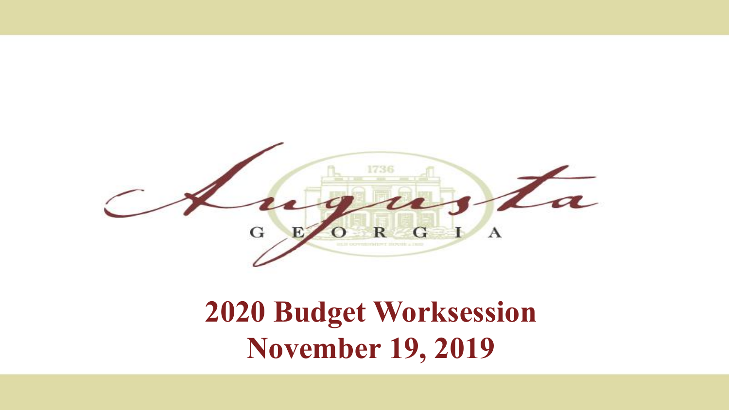Augusta

GEORGIA

# 2020 Budget Worksession
# November 19, 2019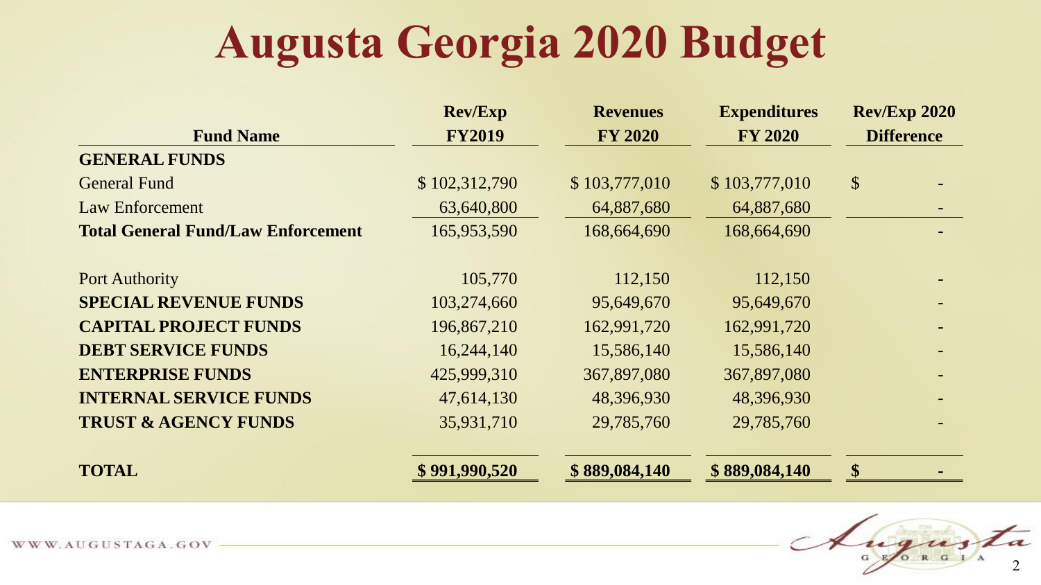# Augusta Georgia 2020 Budget

| Fund Name | Rev/Exp FY2019 | Revenues FY 2020 | Expenditures FY 2020 | Rev/Exp 2020 Difference |
|---|---|---|---|---|
| **GENERAL FUNDS** | | | | |
| General Fund | $ 102,312,790 | $ 103,777,010 | $ 103,777,010 | $ - |
| Law Enforcement | 63,640,800 | 64,887,680 | 64,887,680 | - |
| **Total General Fund/Law Enforcement** | 165,953,590 | 168,664,690 | 168,664,690 | - |
| Port Authority | 105,770 | 112,150 | 112,150 | - |
| **SPECIAL REVENUE FUNDS** | 103,274,660 | 95,649,670 | 95,649,670 | - |
| **CAPITAL PROJECT FUNDS** | 196,867,210 | 162,991,720 | 162,991,720 | - |
| **DEBT SERVICE FUNDS** | 16,244,140 | 15,586,140 | 15,586,140 | - |
| **ENTERPRISE FUNDS** | 425,999,310 | 367,897,080 | 367,897,080 | - |
| **INTERNAL SERVICE FUNDS** | 47,614,130 | 48,396,930 | 48,396,930 | - |
| **TRUST & AGENCY FUNDS** | 35,931,710 | 29,785,760 | 29,785,760 | - |
| **TOTAL** | **$ 991,990,520** | **$ 889,084,140** | **$ 889,084,140** | **$ -** |

WWW.AUGUSTAGA.GOV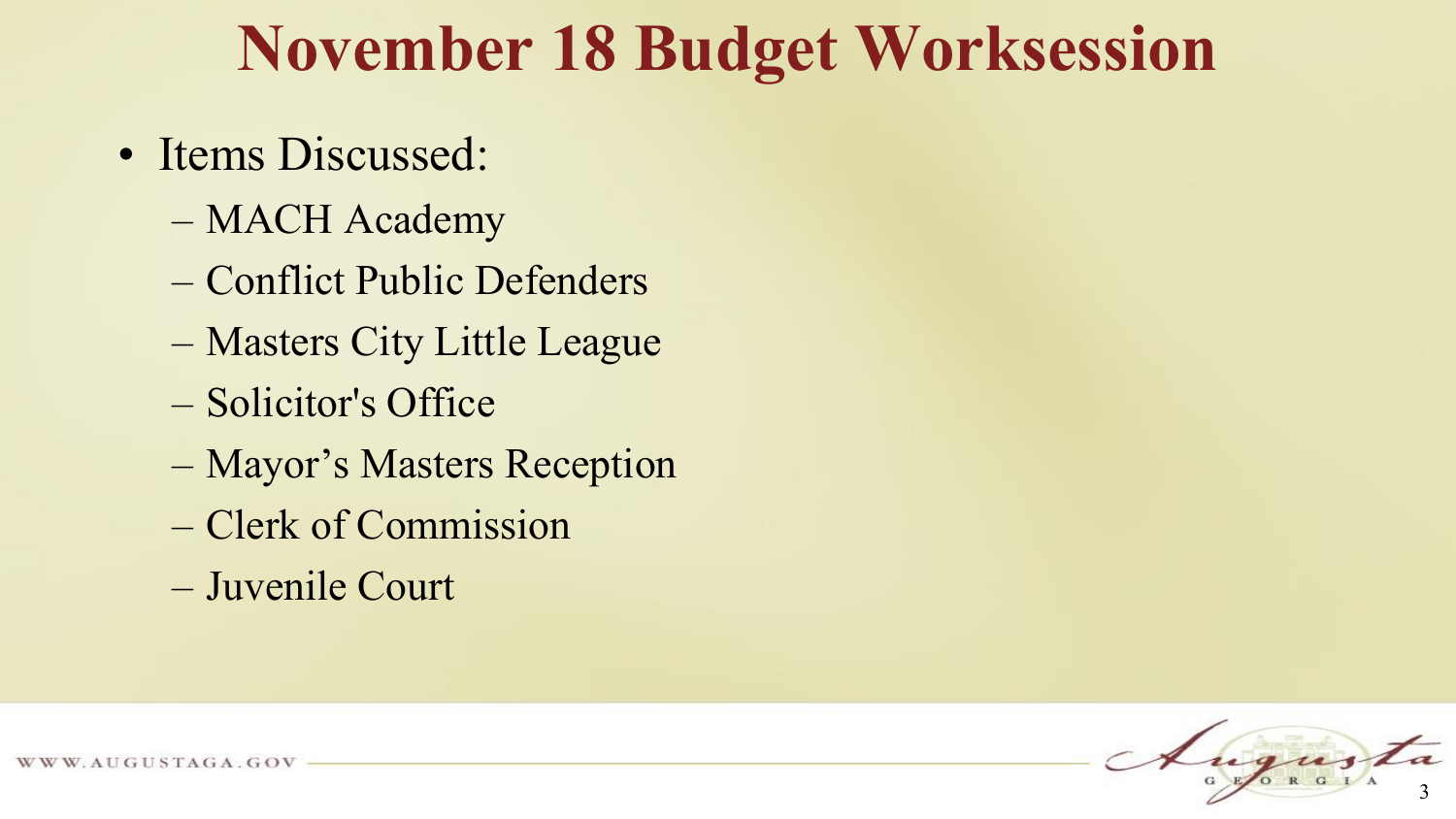# November 18 Budget Worksession

- Items Discussed:
  - MACH Academy
  - Conflict Public Defenders
  - Masters City Little League
  - Solicitor's Office
  - Mayor's Masters Reception
  - Clerk of Commission
  - Juvenile Court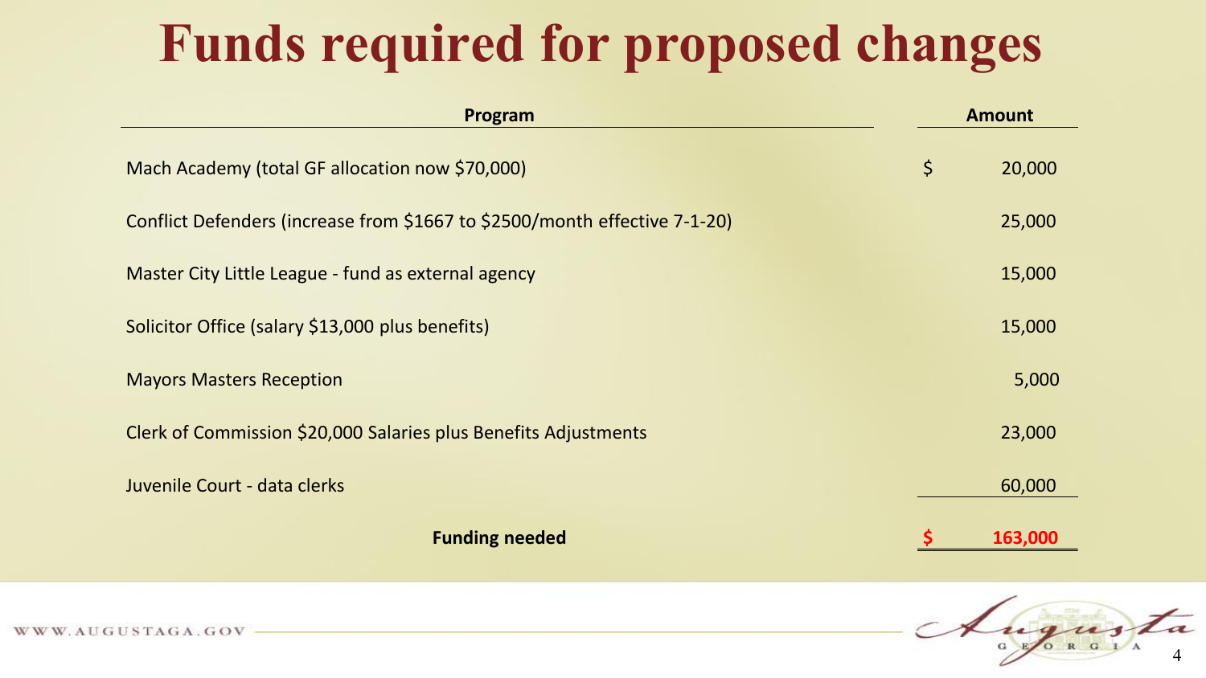# Funds required for proposed changes

| Program | Amount |
| --- | --- |
| Mach Academy (total GF allocation now $70,000) | $ 20,000 |
| Conflict Defenders (increase from $1667 to $2500/month effective 7-1-20) | 25,000 |
| Master City Little League - fund as external agency | 15,000 |
| Solicitor Office (salary $13,000 plus benefits) | 15,000 |
| Mayors Masters Reception | 5,000 |
| Clerk of Commission $20,000 Salaries plus Benefits Adjustments | 23,000 |
| Juvenile Court - data clerks | 60,000 |
| **Funding needed** | **$ 163,000** |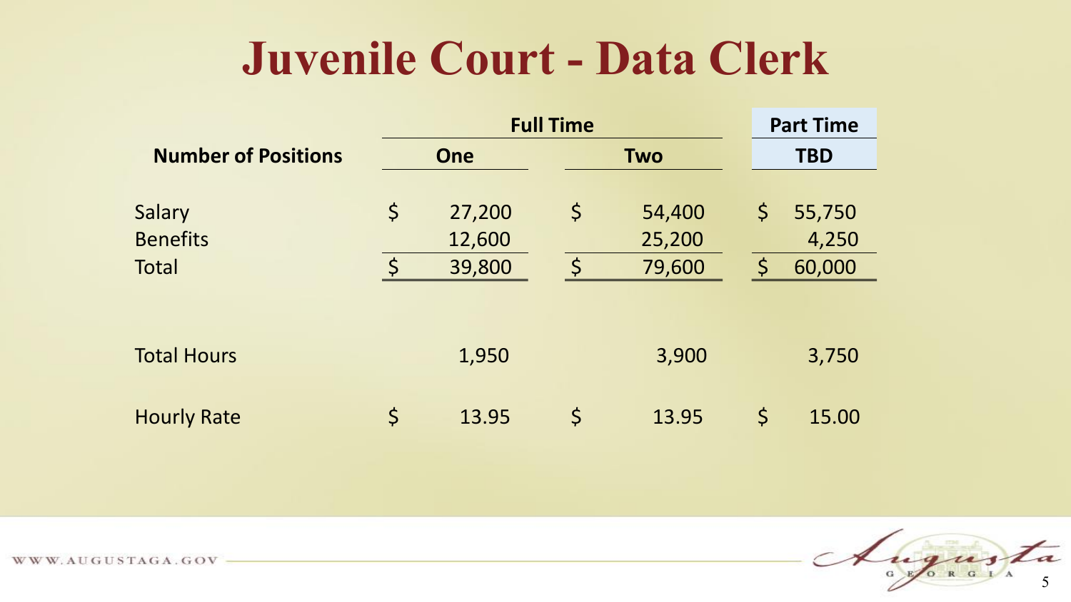# Juvenile Court - Data Clerk

| | Full Time | | Part Time |
|---|---|---|---|
| **Number of Positions** | **One** | **Two** | **TBD** |
| Salary | $ 27,200 | $ 54,400 | $ 55,750 |
| Benefits | 12,600 | 25,200 | 4,250 |
| Total | $ 39,800 | $ 79,600 | $ 60,000 |
| Total Hours | 1,950 | 3,900 | 3,750 |
| Hourly Rate | $ 13.95 | $ 13.95 | $ 15.00 |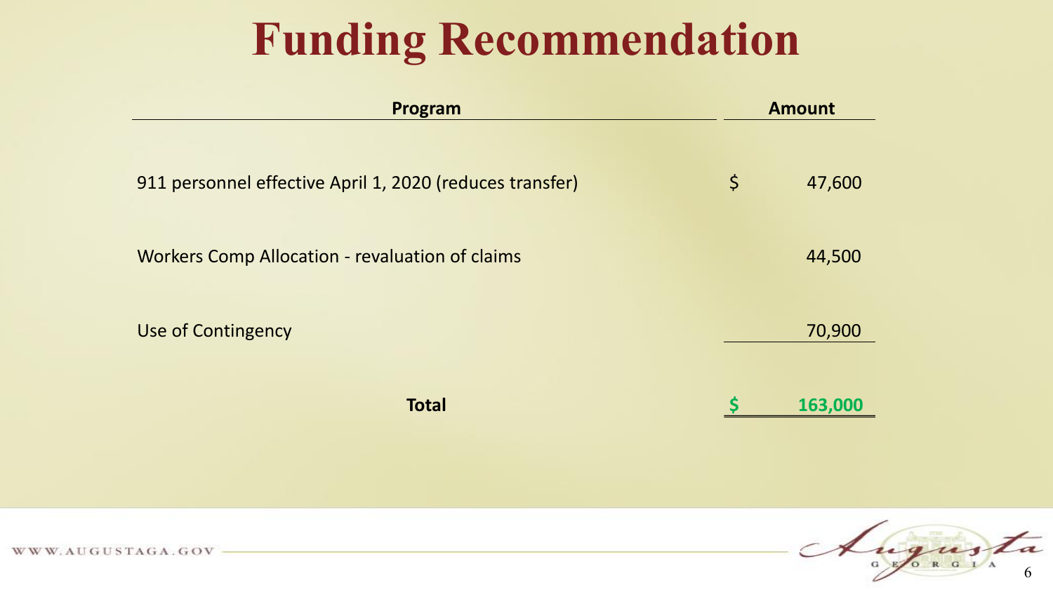# Funding Recommendation

| Program | Amount |
| --- | --- |
| 911 personnel effective April 1, 2020 (reduces transfer) | $ 47,600 |
| Workers Comp Allocation - revaluation of claims | 44,500 |
| Use of Contingency | 70,900 |
| **Total** | **$ 163,000** |

WWW.AUGUSTAGA.GOV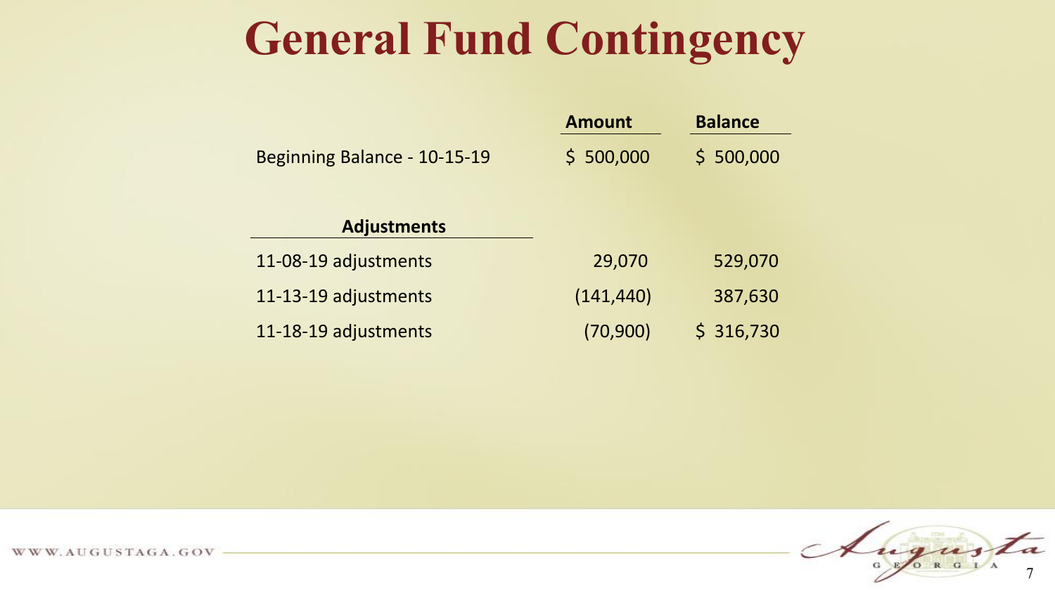# General Fund Contingency

| | Amount | Balance |
|---|---|---|
| Beginning Balance - 10-15-19 | $ 500,000 | $ 500,000 |
| | | |
| **Adjustments** | | |
| 11-08-19 adjustments | 29,070 | 529,070 |
| 11-13-19 adjustments | (141,440) | 387,630 |
| 11-18-19 adjustments | (70,900) | $ 316,730 |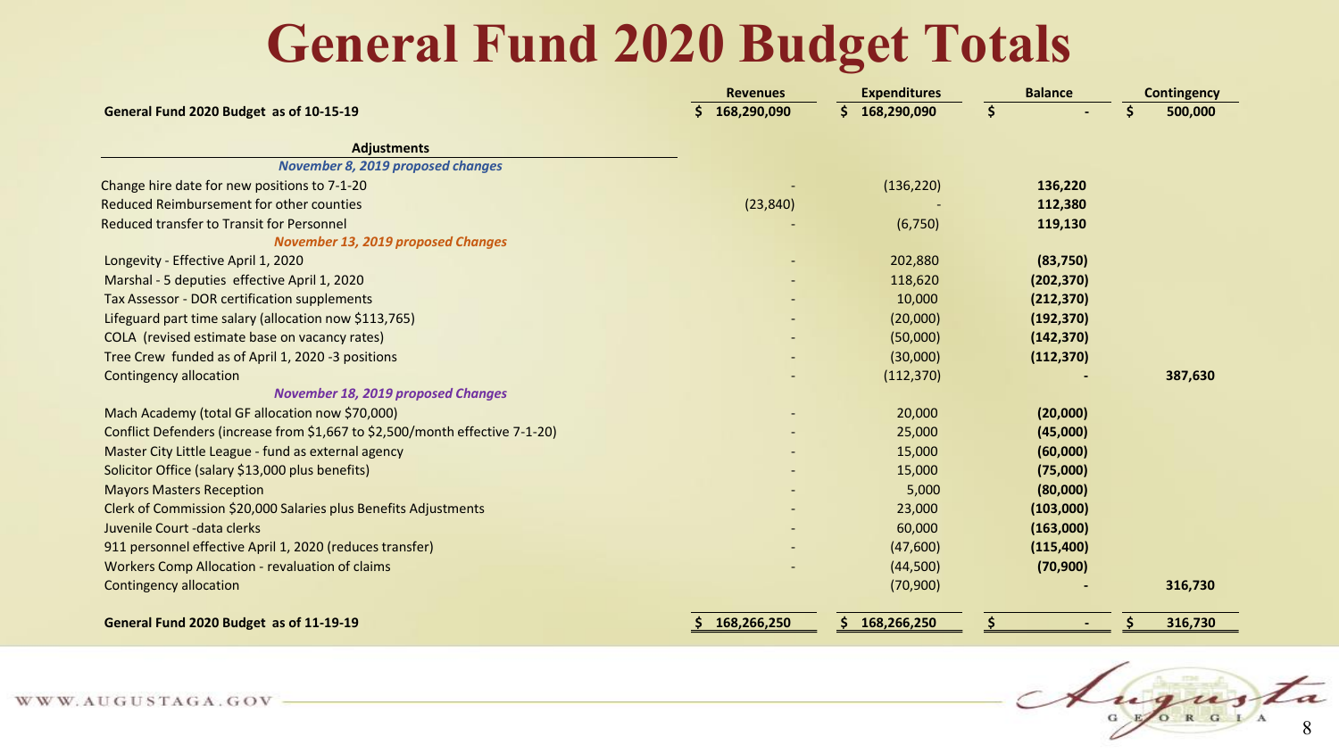# General Fund 2020 Budget Totals

| | Revenues | Expenditures | Balance | Contingency |
|---|---|---|---|---|
| **General Fund 2020 Budget as of 10-15-19** | **$ 168,290,090** | **$ 168,290,090** | **$ -** | **$ 500,000** |
| **Adjustments** | | | | |
| ***November 8, 2019 proposed changes*** | | | | |
| Change hire date for new positions to 7-1-20 | - | (136,220) | **136,220** | |
| Reduced Reimbursement for other counties | (23,840) | - | **112,380** | |
| Reduced transfer to Transit for Personnel | - | (6,750) | **119,130** | |
| ***November 13, 2019 proposed Changes*** | | | | |
| Longevity - Effective April 1, 2020 | - | 202,880 | **(83,750)** | |
| Marshal - 5 deputies effective April 1, 2020 | - | 118,620 | **(202,370)** | |
| Tax Assessor - DOR certification supplements | - | 10,000 | **(212,370)** | |
| Lifeguard part time salary (allocation now $113,765) | - | (20,000) | **(192,370)** | |
| COLA (revised estimate base on vacancy rates) | - | (50,000) | **(142,370)** | |
| Tree Crew funded as of April 1, 2020 -3 positions | - | (30,000) | **(112,370)** | |
| Contingency allocation | - | (112,370) | **-** | **387,630** |
| ***November 18, 2019 proposed Changes*** | | | | |
| Mach Academy (total GF allocation now $70,000) | - | 20,000 | **(20,000)** | |
| Conflict Defenders (increase from $1,667 to $2,500/month effective 7-1-20) | - | 25,000 | **(45,000)** | |
| Master City Little League - fund as external agency | - | 15,000 | **(60,000)** | |
| Solicitor Office (salary $13,000 plus benefits) | - | 15,000 | **(75,000)** | |
| Mayors Masters Reception | - | 5,000 | **(80,000)** | |
| Clerk of Commission $20,000 Salaries plus Benefits Adjustments | - | 23,000 | **(103,000)** | |
| Juvenile Court -data clerks | - | 60,000 | **(163,000)** | |
| 911 personnel effective April 1, 2020 (reduces transfer) | - | (47,600) | **(115,400)** | |
| Workers Comp Allocation - revaluation of claims | - | (44,500) | **(70,900)** | |
| Contingency allocation | | (70,900) | **-** | **316,730** |
| **General Fund 2020 Budget as of 11-19-19** | **$ 168,266,250** | **$ 168,266,250** | **$ -** | **$ 316,730** |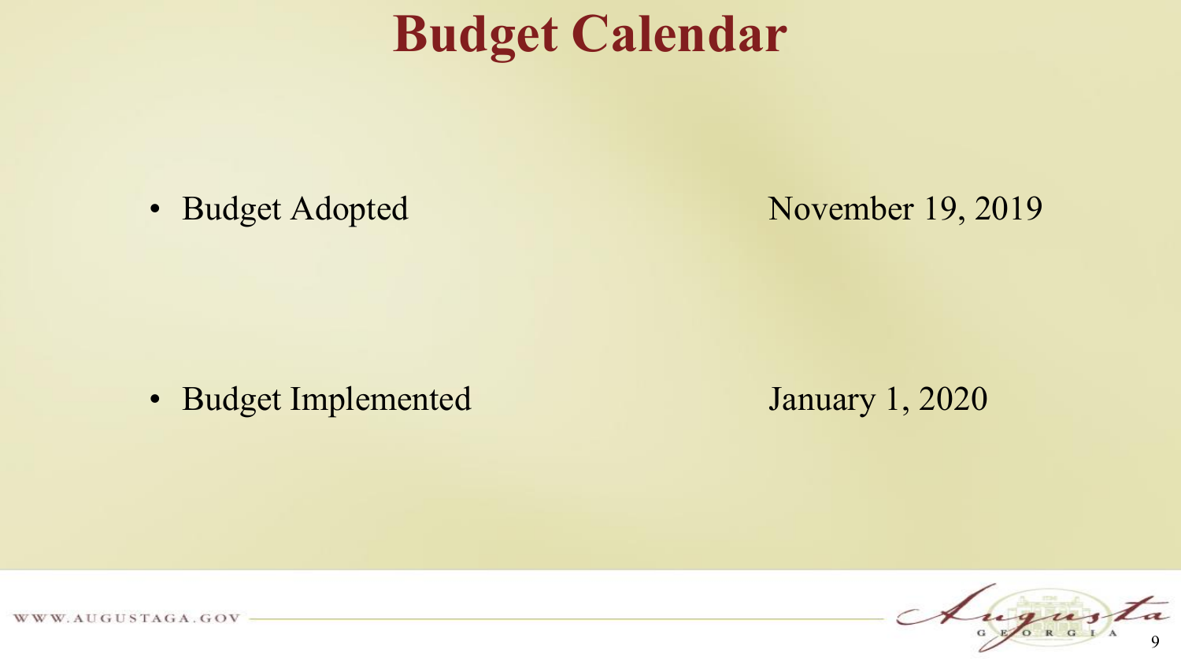# Budget Calendar

| | |
|---|---|
| Budget Adopted | November 19, 2019 |
| Budget Implemented | January 1, 2020 |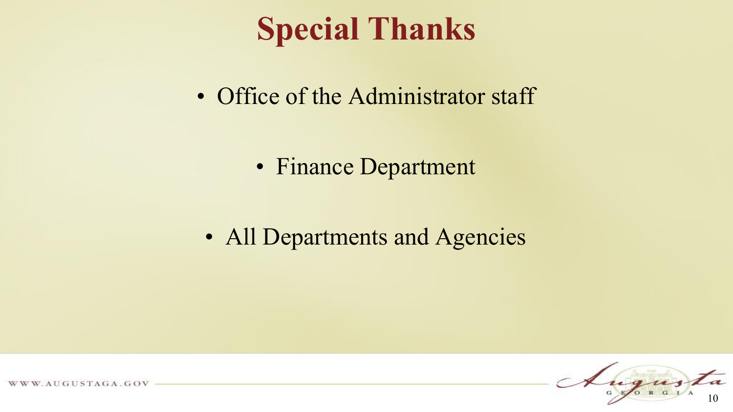# Special Thanks

- Office of the Administrator staff
- Finance Department
- All Departments and Agencies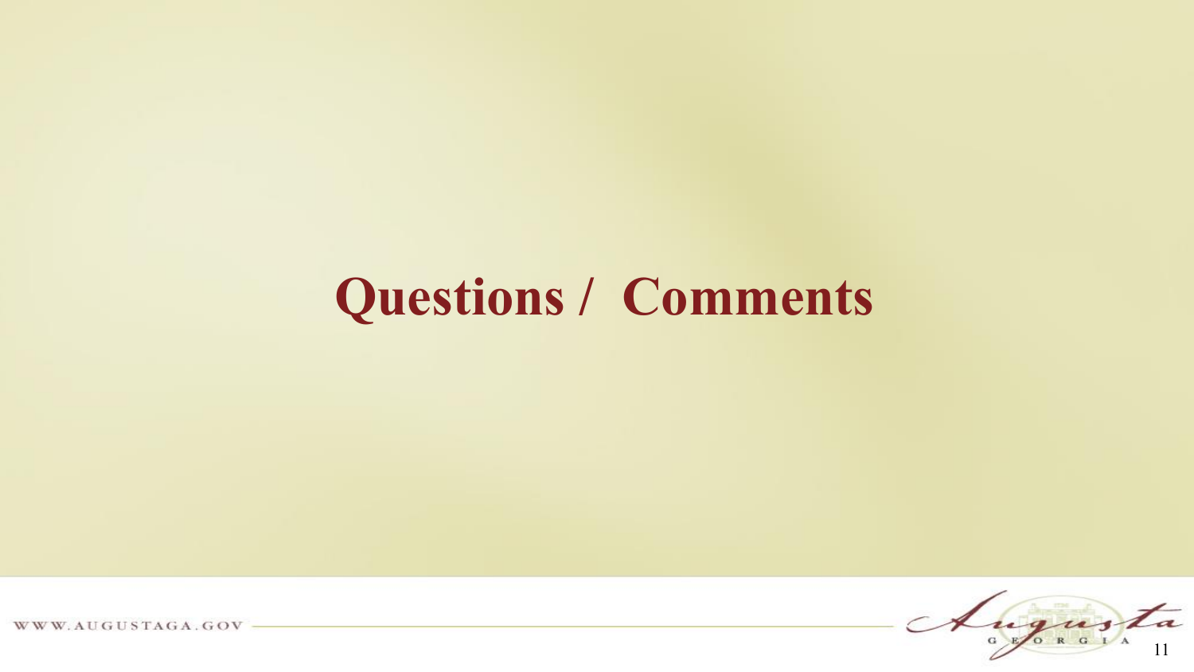# Questions / Comments